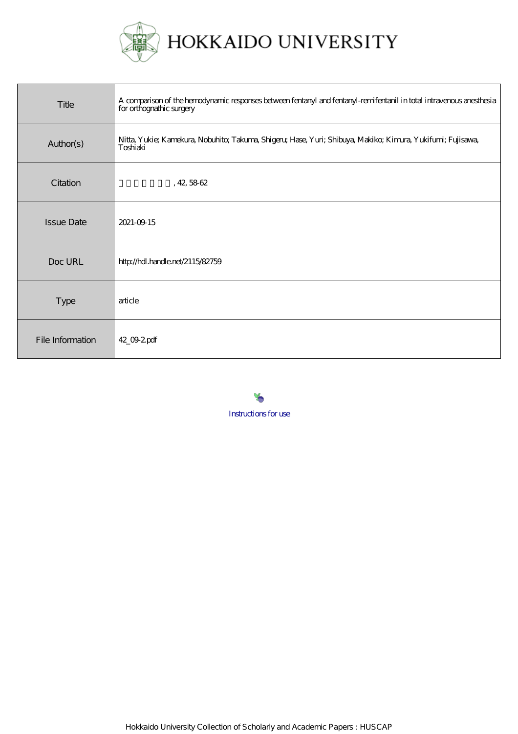# HOKKAIDO UNIVERSITY

| | |
|---|---|
| Title | A comparison of the hemodynamic responses between fentanyl and fentanyl-remifentanil in total intravenous anesthesia for orthognathic surgery |
| Author(s) | Nitta, Yukie; Kamekura, Nobuhito; Takuma, Shigeru; Hase, Yuri; Shibuya, Makiko; Kimura, Yukifumi; Fujisawa, Toshiaki |
| Citation | 　　　　　　　, 42, 58-62 |
| Issue Date | 2021-09-15 |
| Doc URL | http://hdl.handle.net/2115/82759 |
| Type | article |
| File Information | 42_09-2.pdf |

Instructions for use

Hokkaido University Collection of Scholarly and Academic Papers : HUSCAP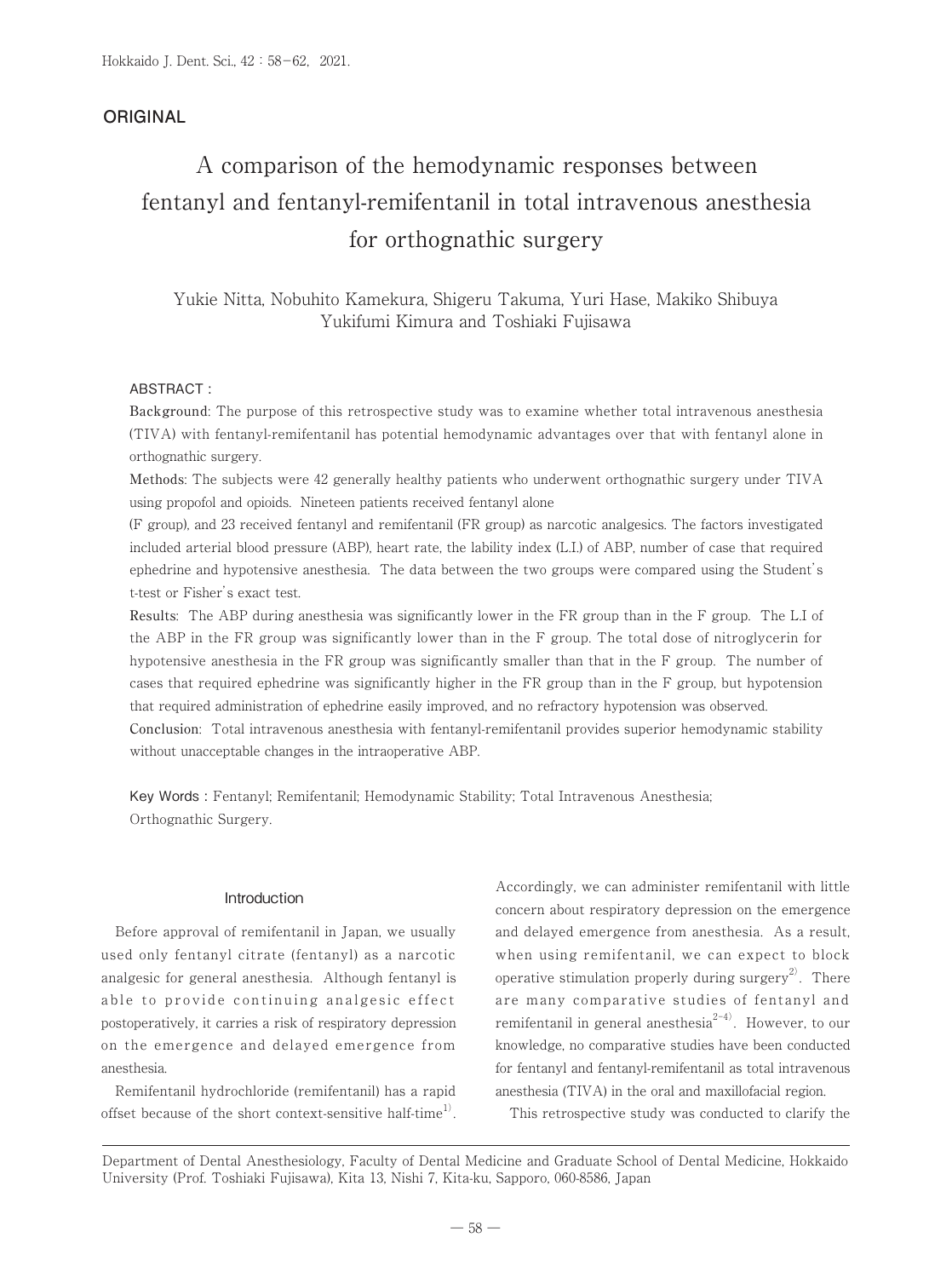## ORIGINAL

# A comparison of the hemodynamic responses between fentanyl and fentanyl-remifentanil in total intravenous anesthesia for orthognathic surgery

Yukie Nitta, Nobuhito Kamekura, Shigeru Takuma, Yuri Hase, Makiko Shibuya Yukifumi Kimura and Toshiaki Fujisawa

**ABSTRACT :**

**Background**: The purpose of this retrospective study was to examine whether total intravenous anesthesia (TIVA) with fentanyl-remifentanil has potential hemodynamic advantages over that with fentanyl alone in orthognathic surgery.

**Methods**: The subjects were 42 generally healthy patients who underwent orthognathic surgery under TIVA using propofol and opioids. Nineteen patients received fentanyl alone (F group), and 23 received fentanyl and remifentanil (FR group) as narcotic analgesics. The factors investigated included arterial blood pressure (ABP), heart rate, the lability index (L.I.) of ABP, number of case that required ephedrine and hypotensive anesthesia. The data between the two groups were compared using the Student's t-test or Fisher's exact test.

**Results**: The ABP during anesthesia was significantly lower in the FR group than in the F group. The L.I of the ABP in the FR group was significantly lower than in the F group. The total dose of nitroglycerin for hypotensive anesthesia in the FR group was significantly smaller than that in the F group. The number of cases that required ephedrine was significantly higher in the FR group than in the F group, but hypotension that required administration of ephedrine easily improved, and no refractory hypotension was observed.

**Conclusion**: Total intravenous anesthesia with fentanyl-remifentanil provides superior hemodynamic stability without unacceptable changes in the intraoperative ABP.

**Key Words :** Fentanyl; Remifentanil; Hemodynamic Stability; Total Intravenous Anesthesia; Orthognathic Surgery.

## Introduction

Before approval of remifentanil in Japan, we usually used only fentanyl citrate (fentanyl) as a narcotic analgesic for general anesthesia. Although fentanyl is able to provide continuing analgesic effect postoperatively, it carries a risk of respiratory depression on the emergence and delayed emergence from anesthesia.

Remifentanil hydrochloride (remifentanil) has a rapid offset because of the short context-sensitive half-time[1]. Accordingly, we can administer remifentanil with little concern about respiratory depression on the emergence and delayed emergence from anesthesia. As a result, when using remifentanil, we can expect to block operative stimulation properly during surgery[2]. There are many comparative studies of fentanyl and remifentanil in general anesthesia[2-4]. However, to our knowledge, no comparative studies have been conducted for fentanyl and fentanyl-remifentanil as total intravenous anesthesia (TIVA) in the oral and maxillofacial region.

This retrospective study was conducted to clarify the

Department of Dental Anesthesiology, Faculty of Dental Medicine and Graduate School of Dental Medicine, Hokkaido University (Prof. Toshiaki Fujisawa), Kita 13, Nishi 7, Kita-ku, Sapporo, 060-8586, Japan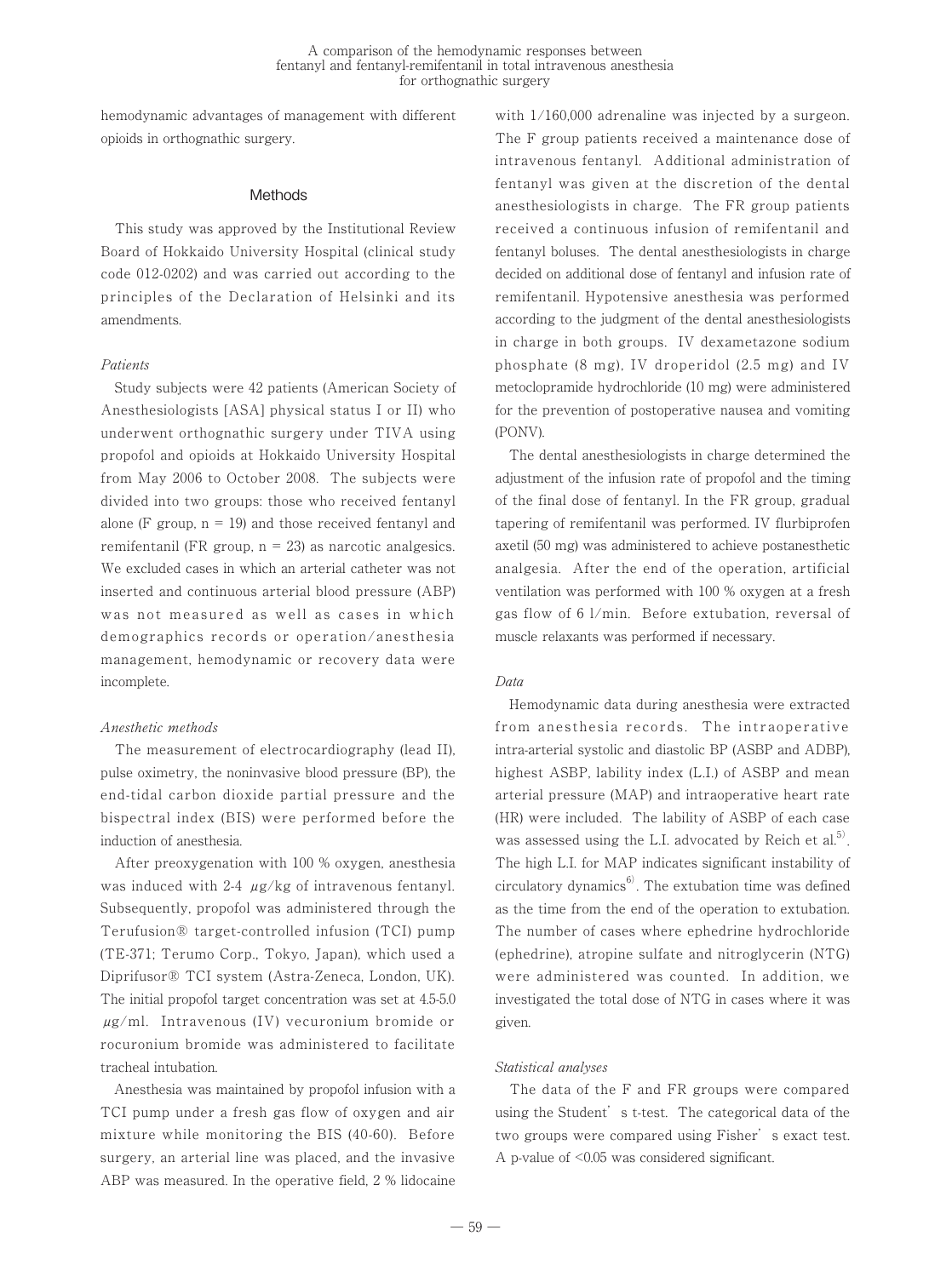hemodynamic advantages of management with different opioids in orthognathic surgery.

## Methods

This study was approved by the Institutional Review Board of Hokkaido University Hospital (clinical study code 012-0202) and was carried out according to the principles of the Declaration of Helsinki and its amendments.

### *Patients*

Study subjects were 42 patients (American Society of Anesthesiologists [ASA] physical status I or II) who underwent orthognathic surgery under TIVA using propofol and opioids at Hokkaido University Hospital from May 2006 to October 2008. The subjects were divided into two groups: those who received fentanyl alone (F group, n = 19) and those received fentanyl and remifentanil (FR group, n = 23) as narcotic analgesics. We excluded cases in which an arterial catheter was not inserted and continuous arterial blood pressure (ABP) was not measured as well as cases in which demographics records or operation/anesthesia management, hemodynamic or recovery data were incomplete.

### *Anesthetic methods*

The measurement of electrocardiography (lead II), pulse oximetry, the noninvasive blood pressure (BP), the end-tidal carbon dioxide partial pressure and the bispectral index (BIS) were performed before the induction of anesthesia.

After preoxygenation with 100 % oxygen, anesthesia was induced with 2-4 μg/kg of intravenous fentanyl. Subsequently, propofol was administered through the Terufusion® target-controlled infusion (TCI) pump (TE-371; Terumo Corp., Tokyo, Japan), which used a Diprifusor® TCI system (Astra-Zeneca, London, UK). The initial propofol target concentration was set at 4.5-5.0 μg/ml. Intravenous (IV) vecuronium bromide or rocuronium bromide was administered to facilitate tracheal intubation.

Anesthesia was maintained by propofol infusion with a TCI pump under a fresh gas flow of oxygen and air mixture while monitoring the BIS (40-60). Before surgery, an arterial line was placed, and the invasive ABP was measured. In the operative field, 2 % lidocaine with 1/160,000 adrenaline was injected by a surgeon. The F group patients received a maintenance dose of intravenous fentanyl. Additional administration of fentanyl was given at the discretion of the dental anesthesiologists in charge. The FR group patients received a continuous infusion of remifentanil and fentanyl boluses. The dental anesthesiologists in charge decided on additional dose of fentanyl and infusion rate of remifentanil. Hypotensive anesthesia was performed according to the judgment of the dental anesthesiologists in charge in both groups. IV dexametazone sodium phosphate (8 mg), IV droperidol (2.5 mg) and IV metoclopramide hydrochloride (10 mg) were administered for the prevention of postoperative nausea and vomiting (PONV).

The dental anesthesiologists in charge determined the adjustment of the infusion rate of propofol and the timing of the final dose of fentanyl. In the FR group, gradual tapering of remifentanil was performed. IV flurbiprofen axetil (50 mg) was administered to achieve postanesthetic analgesia. After the end of the operation, artificial ventilation was performed with 100 % oxygen at a fresh gas flow of 6 l/min. Before extubation, reversal of muscle relaxants was performed if necessary.

### *Data*

Hemodynamic data during anesthesia were extracted from anesthesia records. The intraoperative intra-arterial systolic and diastolic BP (ASBP and ADBP), highest ASBP, lability index (L.I.) of ASBP and mean arterial pressure (MAP) and intraoperative heart rate (HR) were included. The lability of ASBP of each case was assessed using the L.I. advocated by Reich et al.[5]. The high L.I. for MAP indicates significant instability of circulatory dynamics[6]. The extubation time was defined as the time from the end of the operation to extubation. The number of cases where ephedrine hydrochloride (ephedrine), atropine sulfate and nitroglycerin (NTG) were administered was counted. In addition, we investigated the total dose of NTG in cases where it was given.

### *Statistical analyses*

The data of the F and FR groups were compared using the Student's t-test. The categorical data of the two groups were compared using Fisher's exact test. A p-value of <0.05 was considered significant.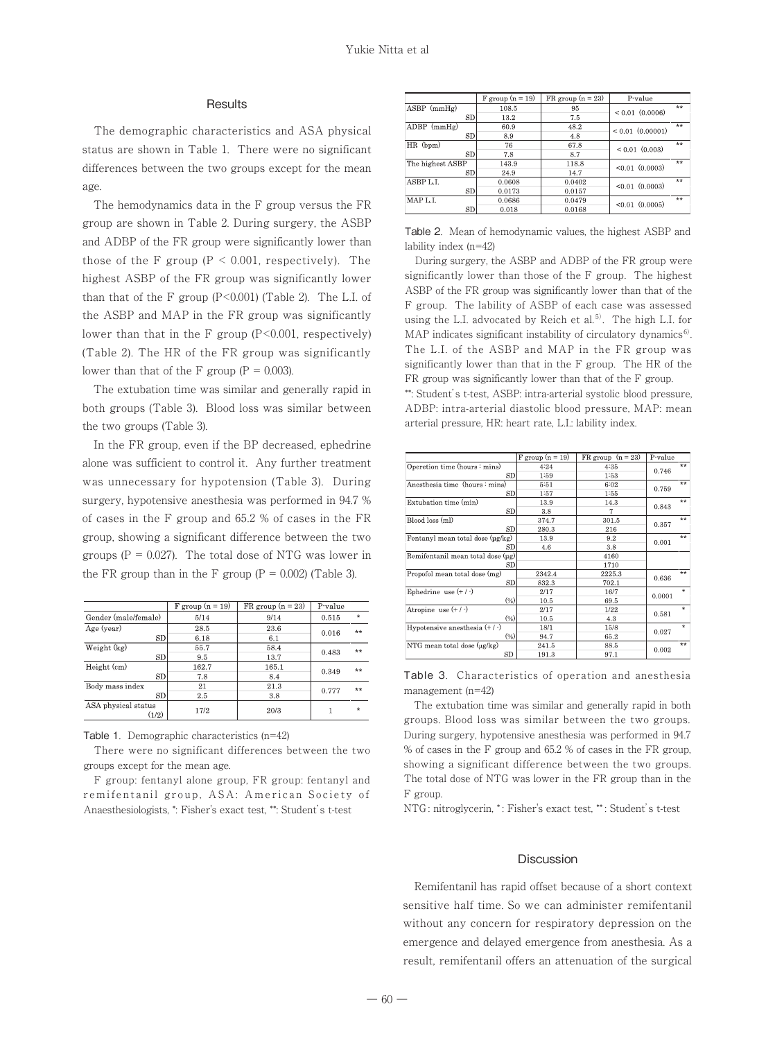## Results

The demographic characteristics and ASA physical status are shown in Table 1. There were no significant differences between the two groups except for the mean age.

The hemodynamics data in the F group versus the FR group are shown in Table 2. During surgery, the ASBP and ADBP of the FR group were significantly lower than those of the F group ($P < 0.001$, respectively). The highest ASBP of the FR group was significantly lower than that of the F group ($P<0.001$) (Table 2). The L.I. of the ASBP and MAP in the FR group was significantly lower than that in the F group ($P<0.001$, respectively) (Table 2). The HR of the FR group was significantly lower than that of the F group ($P = 0.003$).

The extubation time was similar and generally rapid in both groups (Table 3). Blood loss was similar between the two groups (Table 3).

In the FR group, even if the BP decreased, ephedrine alone was sufficient to control it. Any further treatment was unnecessary for hypotension (Table 3). During surgery, hypotensive anesthesia was performed in 94.7 % of cases in the F group and 65.2 % of cases in the FR group, showing a significant difference between the two groups ($P = 0.027$). The total dose of NTG was lower in the FR group than in the F group ($P = 0.002$) (Table 3).

| | F group (n = 19) | FR group (n = 23) | P-value | |
|---|---|---|---|---|
| Gender (male/female) | 5/14 | 9/14 | 0.515 | * |
| Age (year) | 28.5 | 23.6 | 0.016 | ** |
| SD | 6.18 | 6.1 | | |
| Weight (kg) | 55.7 | 58.4 | 0.483 | ** |
| SD | 9.5 | 13.7 | | |
| Height (cm) | 162.7 | 165.1 | 0.349 | ** |
| SD | 7.8 | 8.4 | | |
| Body mass index | 21 | 21.3 | 0.777 | ** |
| SD | 2.5 | 3.8 | | |
| ASA physical status (1/2) | 17/2 | 20/3 | 1 | * |

Table 1. Demographic characteristics (n=42)

There were no significant differences between the two groups except for the mean age.

F group: fentanyl alone group, FR group: fentanyl and remifentanil group, ASA: American Society of Anaesthesiologists, *: Fisher's exact test, **: Student's t-test

| | F group (n = 19) | FR group (n = 23) | P-value | |
|---|---|---|---|---|
| ASBP (mmHg) | 108.5 | 95 | < 0.01 (0.0006) | ** |
| SD | 13.2 | 7.5 | | |
| ADBP (mmHg) | 60.9 | 48.2 | < 0.01 (0.00001) | ** |
| SD | 8.9 | 4.8 | | |
| HR (bpm) | 76 | 67.8 | < 0.01 (0.003) | ** |
| SD | 7.8 | 8.7 | | |
| The highest ASBP | 143.9 | 118.8 | <0.01 (0.0003) | ** |
| SD | 24.9 | 14.7 | | |
| ASBP L.I. | 0.0608 | 0.0402 | <0.01 (0.0003) | ** |
| SD | 0.0173 | 0.0157 | | |
| MAP L.I. | 0.0686 | 0.0479 | <0.01 (0.0005) | ** |
| SD | 0.018 | 0.0168 | | |

Table 2. Mean of hemodynamic values, the highest ASBP and lability index (n=42)

During surgery, the ASBP and ADBP of the FR group were significantly lower than those of the F group. The highest ASBP of the FR group was significantly lower than that of the F group. The lability of ASBP of each case was assessed using the L.I. advocated by Reich et al.[5]. The high L.I. for MAP indicates significant instability of circulatory dynamics[6]. The L.I. of the ASBP and MAP in the FR group was significantly lower than that in the F group. The HR of the FR group was significantly lower than that of the F group.

**: Student's t-test, ASBP: intra-arterial systolic blood pressure, ADBP: intra-arterial diastolic blood pressure, MAP: mean arterial pressure, HR: heart rate, L.I.: lability index.

| | F group (n = 19) | FR group (n = 23) | P-value | |
|---|---|---|---|---|
| Opereration time (hours : mins) | 4:24 | 4:35 | 0.746 | ** |
| SD | 1:59 | 1:53 | | |
| Anesthesia time (hours : mins) | 5:51 | 6:02 | 0.759 | ** |
| SD | 1:57 | 1:55 | | |
| Extubation time (min) | 13.9 | 14.3 | 0.843 | ** |
| SD | 3.8 | 7 | | |
| Blood loss (ml) | 374.7 | 301.5 | 0.357 | ** |
| SD | 280.3 | 216 | | |
| Fentanyl mean total dose (μg/kg) | 13.9 | 9.2 | 0.001 | ** |
| SD | 4.6 | 3.8 | | |
| Remifentanil mean total dose (μg) | | 4160 | | |
| SD | | 1710 | | |
| Propofol mean total dose (mg) | 2342.4 | 2225.3 | 0.636 | ** |
| SD | 832.3 | 702.1 | | |
| Ephedrine use (+ / -) | 2/17 | 16/7 | 0.0001 | * |
| (%) | 10.5 | 69.5 | | |
| Atropine use (+ / -) | 2/17 | 1/22 | 0.581 | * |
| (%) | 10.5 | 4.3 | | |
| Hypotensive anesthesia (+ / -) | 18/1 | 15/8 | 0.027 | * |
| (%) | 94.7 | 65.2 | | |
| NTG mean total dose (μg/kg) | 241.5 | 88.5 | 0.002 | ** |
| SD | 191.3 | 97.1 | | |

Table 3. Characteristics of operation and anesthesia management (n=42)

The extubation time was similar and generally rapid in both groups. Blood loss was similar between the two groups. During surgery, hypotensive anesthesia was performed in 94.7 % of cases in the F group and 65.2 % of cases in the FR group, showing a significant difference between the two groups. The total dose of NTG was lower in the FR group than in the F group.

NTG: nitroglycerin, *: Fisher's exact test, **: Student's t-test

## Discussion

Remifentanil has rapid offset because of a short context sensitive half time. So we can administer remifentanil without any concern for respiratory depression on the emergence and delayed emergence from anesthesia. As a result, remifentanil offers an attenuation of the surgical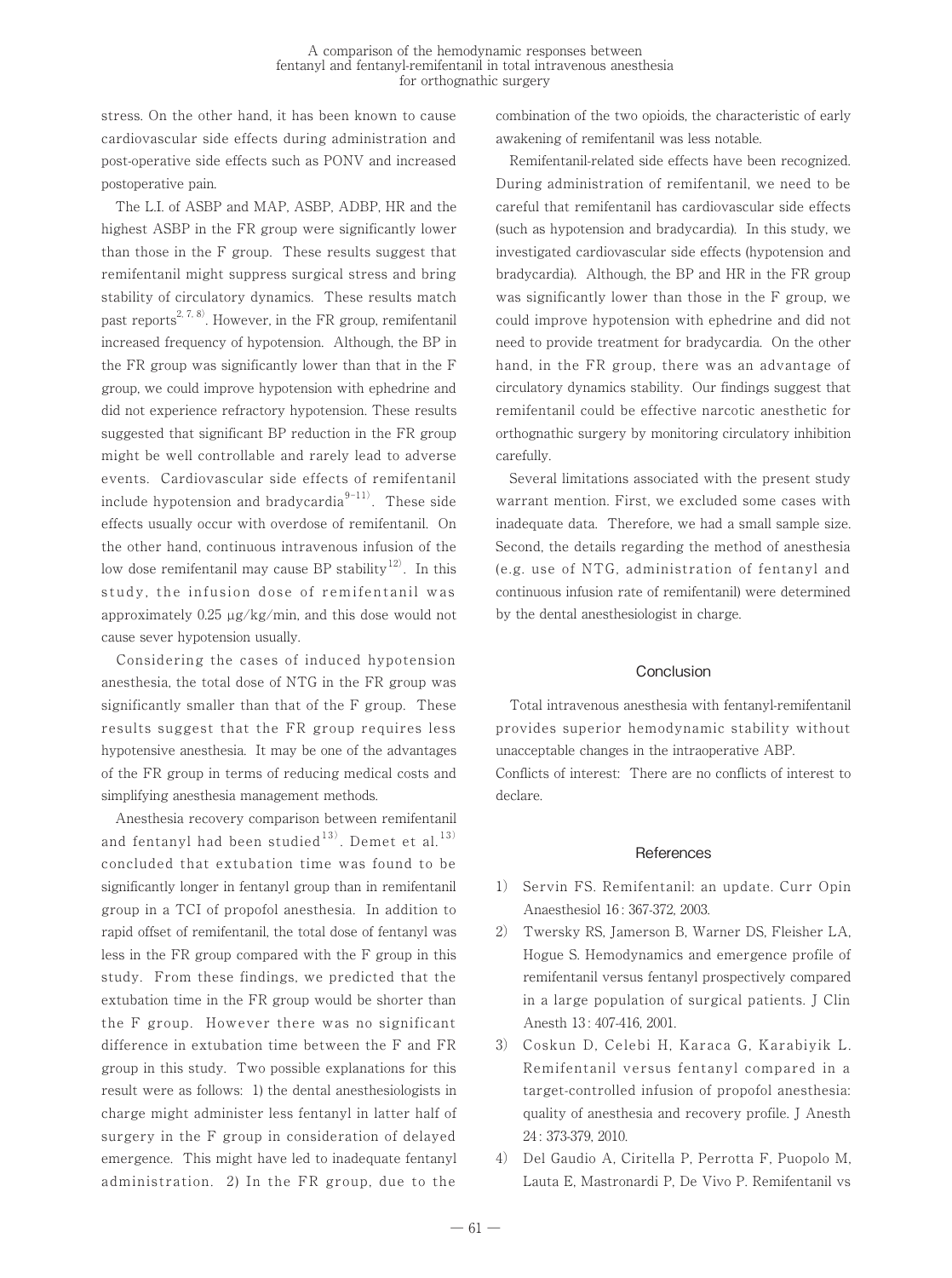stress. On the other hand, it has been known to cause cardiovascular side effects during administration and post-operative side effects such as PONV and increased postoperative pain.

The L.I. of ASBP and MAP, ASBP, ADBP, HR and the highest ASBP in the FR group were significantly lower than those in the F group. These results suggest that remifentanil might suppress surgical stress and bring stability of circulatory dynamics. These results match past reports[2, 7, 8]. However, in the FR group, remifentanil increased frequency of hypotension. Although, the BP in the FR group was significantly lower than that in the F group, we could improve hypotension with ephedrine and did not experience refractory hypotension. These results suggested that significant BP reduction in the FR group might be well controllable and rarely lead to adverse events. Cardiovascular side effects of remifentanil include hypotension and bradycardia[9-11]. These side effects usually occur with overdose of remifentanil. On the other hand, continuous intravenous infusion of the low dose remifentanil may cause BP stability[12]. In this study, the infusion dose of remifentanil was approximately 0.25 μg/kg/min, and this dose would not cause sever hypotension usually.

Considering the cases of induced hypotension anesthesia, the total dose of NTG in the FR group was significantly smaller than that of the F group. These results suggest that the FR group requires less hypotensive anesthesia. It may be one of the advantages of the FR group in terms of reducing medical costs and simplifying anesthesia management methods.

Anesthesia recovery comparison between remifentanil and fentanyl had been studied[13]. Demet et al.[13] concluded that extubation time was found to be significantly longer in fentanyl group than in remifentanil group in a TCI of propofol anesthesia. In addition to rapid offset of remifentanil, the total dose of fentanyl was less in the FR group compared with the F group in this study. From these findings, we predicted that the extubation time in the FR group would be shorter than the F group. However there was no significant difference in extubation time between the F and FR group in this study. Two possible explanations for this result were as follows: 1) the dental anesthesiologists in charge might administer less fentanyl in latter half of surgery in the F group in consideration of delayed emergence. This might have led to inadequate fentanyl administration. 2) In the FR group, due to the combination of the two opioids, the characteristic of early awakening of remifentanil was less notable.

Remifentanil-related side effects have been recognized. During administration of remifentanil, we need to be careful that remifentanil has cardiovascular side effects (such as hypotension and bradycardia). In this study, we investigated cardiovascular side effects (hypotension and bradycardia). Although, the BP and HR in the FR group was significantly lower than those in the F group, we could improve hypotension with ephedrine and did not need to provide treatment for bradycardia. On the other hand, in the FR group, there was an advantage of circulatory dynamics stability. Our findings suggest that remifentanil could be effective narcotic anesthetic for orthognathic surgery by monitoring circulatory inhibition carefully.

Several limitations associated with the present study warrant mention. First, we excluded some cases with inadequate data. Therefore, we had a small sample size. Second, the details regarding the method of anesthesia (e.g. use of NTG, administration of fentanyl and continuous infusion rate of remifentanil) were determined by the dental anesthesiologist in charge.

## Conclusion

Total intravenous anesthesia with fentanyl-remifentanil provides superior hemodynamic stability without unacceptable changes in the intraoperative ABP.

Conflicts of interest: There are no conflicts of interest to declare.

## References

1) Servin FS. Remifentanil: an update. Curr Opin Anaesthesiol 16: 367-372, 2003.
2) Twersky RS, Jamerson B, Warner DS, Fleisher LA, Hogue S. Hemodynamics and emergence profile of remifentanil versus fentanyl prospectively compared in a large population of surgical patients. J Clin Anesth 13: 407-416, 2001.
3) Coskun D, Celebi H, Karaca G, Karabiyik L. Remifentanil versus fentanyl compared in a target-controlled infusion of propofol anesthesia: quality of anesthesia and recovery profile. J Anesth 24: 373-379, 2010.
4) Del Gaudio A, Ciritella P, Perrotta F, Puopolo M, Lauta E, Mastronardi P, De Vivo P. Remifentanil vs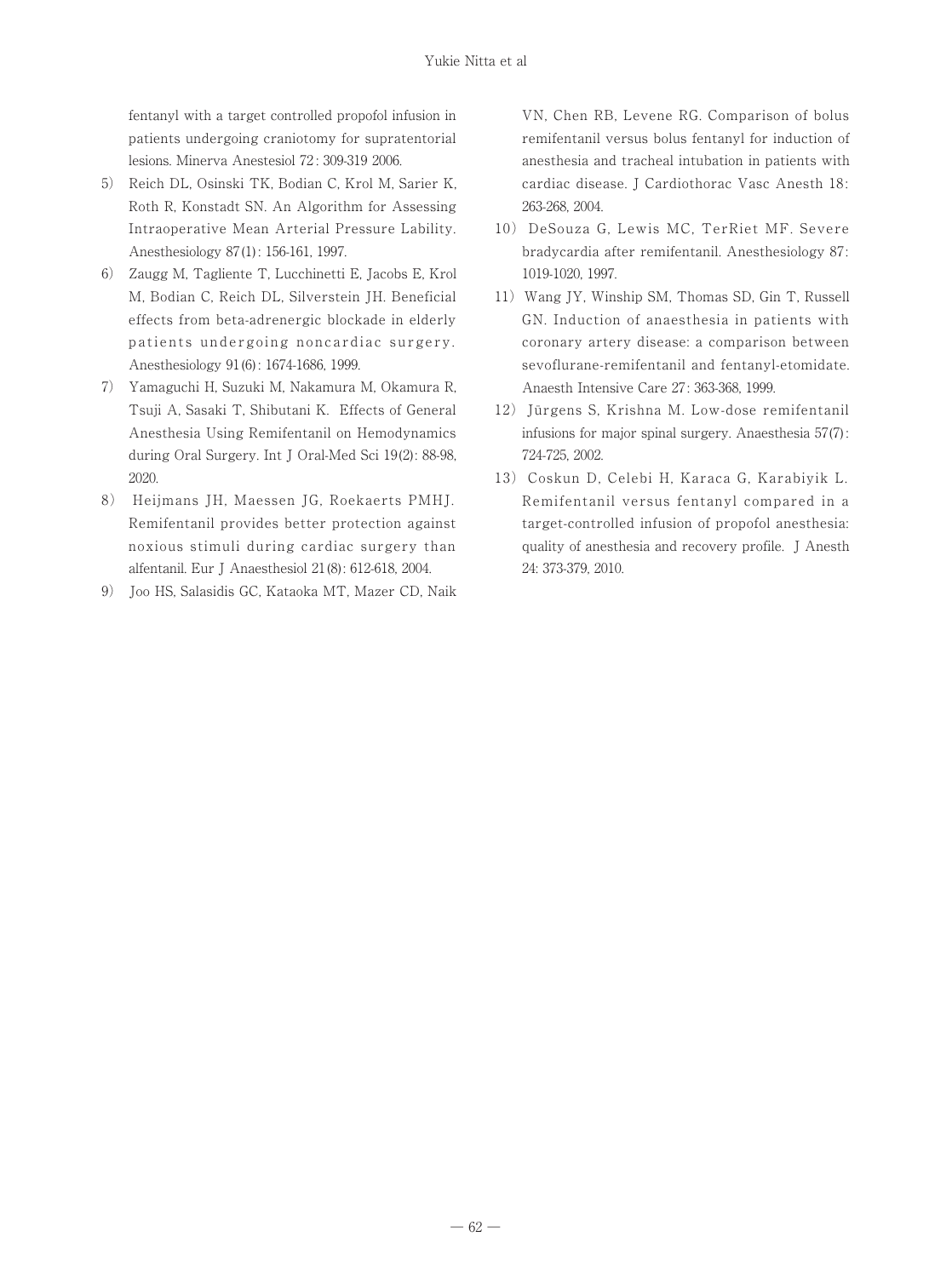fentanyl with a target controlled propofol infusion in patients undergoing craniotomy for supratentorial lesions. Minerva Anestesiol 72 : 309-319 2006.

5) Reich DL, Osinski TK, Bodian C, Krol M, Sarier K, Roth R, Konstadt SN. An Algorithm for Assessing Intraoperative Mean Arterial Pressure Lability. Anesthesiology 87(1) : 156-161, 1997.

6) Zaugg M, Tagliente T, Lucchinetti E, Jacobs E, Krol M, Bodian C, Reich DL, Silverstein JH. Beneficial effects from beta-adrenergic blockade in elderly patients undergoing noncardiac surgery. Anesthesiology 91(6) : 1674-1686, 1999.

7) Yamaguchi H, Suzuki M, Nakamura M, Okamura R, Tsuji A, Sasaki T, Shibutani K. Effects of General Anesthesia Using Remifentanil on Hemodynamics during Oral Surgery. Int J Oral-Med Sci 19(2): 88-98, 2020.

8) Heijmans JH, Maessen JG, Roekaerts PMHJ. Remifentanil provides better protection against noxious stimuli during cardiac surgery than alfentanil. Eur J Anaesthesiol 21(8): 612-618, 2004.

9) Joo HS, Salasidis GC, Kataoka MT, Mazer CD, Naik VN, Chen RB, Levene RG. Comparison of bolus remifentanil versus bolus fentanyl for induction of anesthesia and tracheal intubation in patients with cardiac disease. J Cardiothorac Vasc Anesth 18: 263-268, 2004.

10) DeSouza G, Lewis MC, TerRiet MF. Severe bradycardia after remifentanil. Anesthesiology 87: 1019-1020, 1997.

11) Wang JY, Winship SM, Thomas SD, Gin T, Russell GN. Induction of anaesthesia in patients with coronary artery disease: a comparison between sevoflurane-remifentanil and fentanyl-etomidate. Anaesth Intensive Care 27: 363-368, 1999.

12) Jürgens S, Krishna M. Low-dose remifentanil infusions for major spinal surgery. Anaesthesia 57(7): 724-725, 2002.

13) Coskun D, Celebi H, Karaca G, Karabiyik L. Remifentanil versus fentanyl compared in a target-controlled infusion of propofol anesthesia: quality of anesthesia and recovery profile. J Anesth 24: 373-379, 2010.